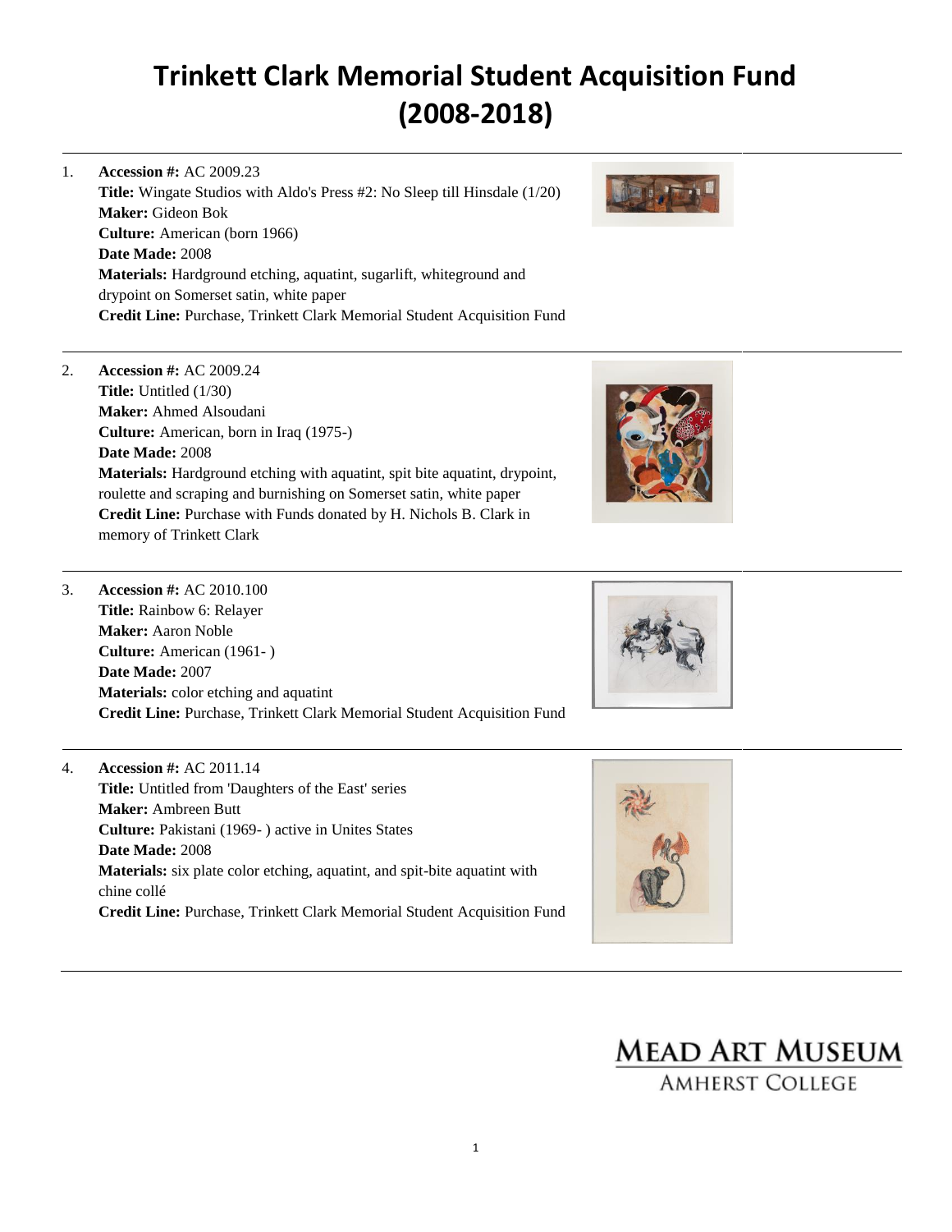# Trinkett Clark Memorial Student Acquisition Fund (2008-2018)

1. **Accession #:** AC 2009.23
   **Title:** Wingate Studios with Aldo's Press #2: No Sleep till Hinsdale (1/20)
   **Maker:** Gideon Bok
   **Culture:** American (born 1966)
   **Date Made:** 2008
   **Materials:** Hardground etching, aquatint, sugarlift, whiteground and drypoint on Somerset satin, white paper
   **Credit Line:** Purchase, Trinkett Clark Memorial Student Acquisition Fund

2. **Accession #:** AC 2009.24
   **Title:** Untitled (1/30)
   **Maker:** Ahmed Alsoudani
   **Culture:** American, born in Iraq (1975-)
   **Date Made:** 2008
   **Materials:** Hardground etching with aquatint, spit bite aquatint, drypoint, roulette and scraping and burnishing on Somerset satin, white paper
   **Credit Line:** Purchase with Funds donated by H. Nichols B. Clark in memory of Trinkett Clark

3. **Accession #:** AC 2010.100
   **Title:** Rainbow 6: Relayer
   **Maker:** Aaron Noble
   **Culture:** American (1961- )
   **Date Made:** 2007
   **Materials:** color etching and aquatint
   **Credit Line:** Purchase, Trinkett Clark Memorial Student Acquisition Fund

4. **Accession #:** AC 2011.14
   **Title:** Untitled from 'Daughters of the East' series
   **Maker:** Ambreen Butt
   **Culture:** Pakistani (1969- ) active in Unites States
   **Date Made:** 2008
   **Materials:** six plate color etching, aquatint, and spit-bite aquatint with chine collé
   **Credit Line:** Purchase, Trinkett Clark Memorial Student Acquisition Fund

MEAD ART MUSEUM
AMHERST COLLEGE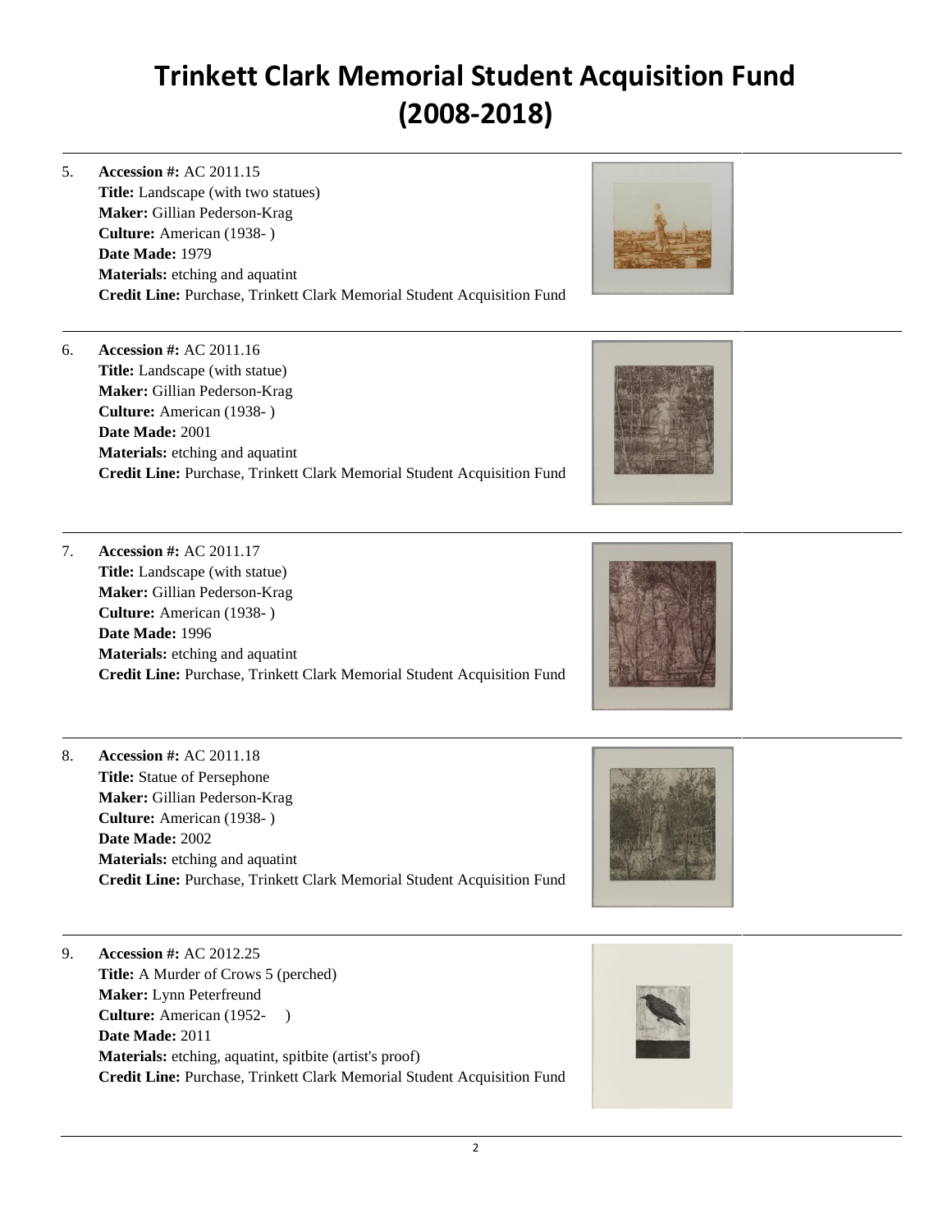# Trinkett Clark Memorial Student Acquisition Fund (2008-2018)

5. **Accession #:** AC 2011.15
   **Title:** Landscape (with two statues)
   **Maker:** Gillian Pederson-Krag
   **Culture:** American (1938- )
   **Date Made:** 1979
   **Materials:** etching and aquatint
   **Credit Line:** Purchase, Trinkett Clark Memorial Student Acquisition Fund

6. **Accession #:** AC 2011.16
   **Title:** Landscape (with statue)
   **Maker:** Gillian Pederson-Krag
   **Culture:** American (1938- )
   **Date Made:** 2001
   **Materials:** etching and aquatint
   **Credit Line:** Purchase, Trinkett Clark Memorial Student Acquisition Fund

7. **Accession #:** AC 2011.17
   **Title:** Landscape (with statue)
   **Maker:** Gillian Pederson-Krag
   **Culture:** American (1938- )
   **Date Made:** 1996
   **Materials:** etching and aquatint
   **Credit Line:** Purchase, Trinkett Clark Memorial Student Acquisition Fund

8. **Accession #:** AC 2011.18
   **Title:** Statue of Persephone
   **Maker:** Gillian Pederson-Krag
   **Culture:** American (1938- )
   **Date Made:** 2002
   **Materials:** etching and aquatint
   **Credit Line:** Purchase, Trinkett Clark Memorial Student Acquisition Fund

9. **Accession #:** AC 2012.25
   **Title:** A Murder of Crows 5 (perched)
   **Maker:** Lynn Peterfreund
   **Culture:** American (1952- )
   **Date Made:** 2011
   **Materials:** etching, aquatint, spitbite (artist's proof)
   **Credit Line:** Purchase, Trinkett Clark Memorial Student Acquisition Fund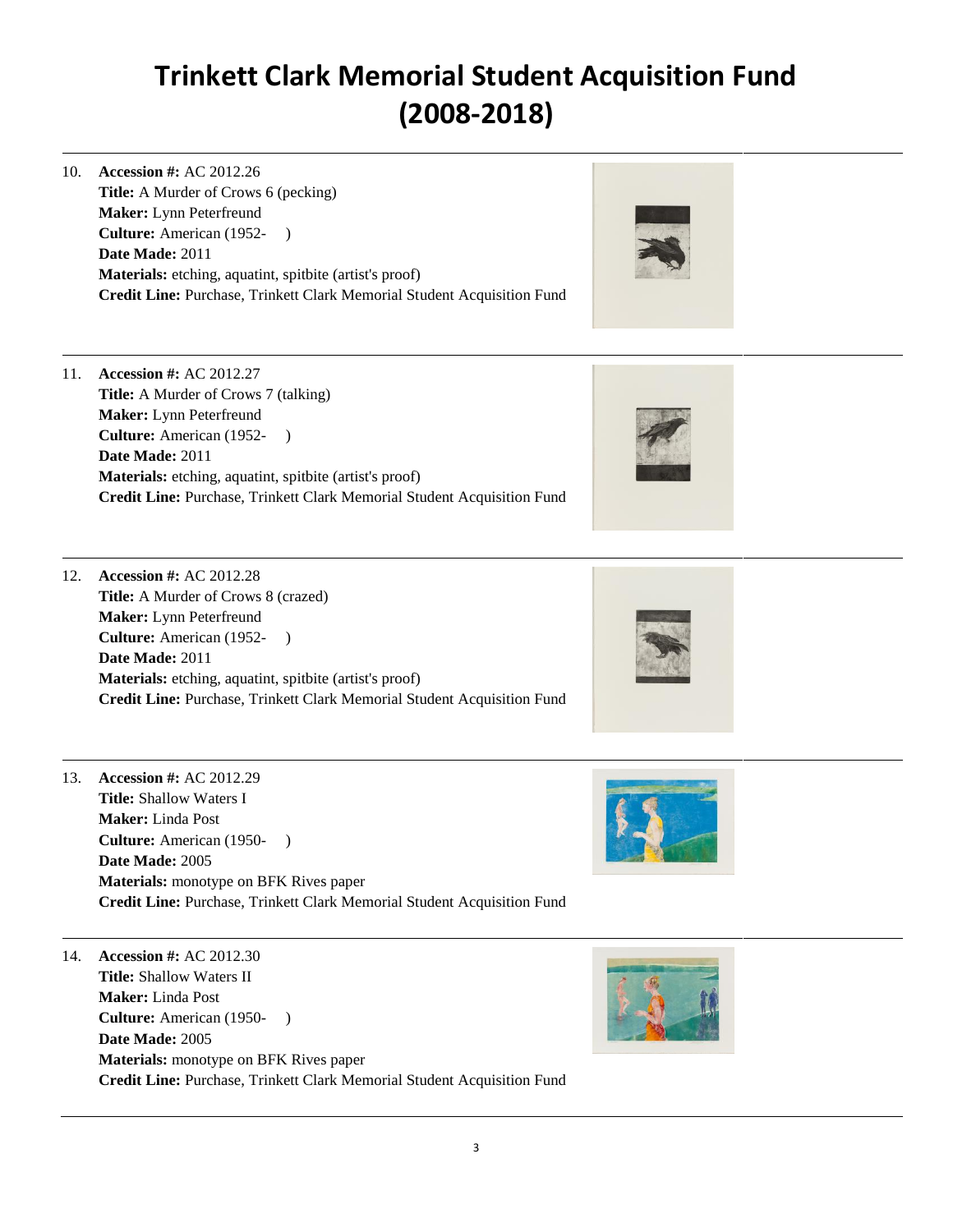# Trinkett Clark Memorial Student Acquisition Fund (2008-2018)

10. **Accession #:** AC 2012.26
    **Title:** A Murder of Crows 6 (pecking)
    **Maker:** Lynn Peterfreund
    **Culture:** American (1952- )
    **Date Made:** 2011
    **Materials:** etching, aquatint, spitbite (artist's proof)
    **Credit Line:** Purchase, Trinkett Clark Memorial Student Acquisition Fund

11. **Accession #:** AC 2012.27
    **Title:** A Murder of Crows 7 (talking)
    **Maker:** Lynn Peterfreund
    **Culture:** American (1952- )
    **Date Made:** 2011
    **Materials:** etching, aquatint, spitbite (artist's proof)
    **Credit Line:** Purchase, Trinkett Clark Memorial Student Acquisition Fund

12. **Accession #:** AC 2012.28
    **Title:** A Murder of Crows 8 (crazed)
    **Maker:** Lynn Peterfreund
    **Culture:** American (1952- )
    **Date Made:** 2011
    **Materials:** etching, aquatint, spitbite (artist's proof)
    **Credit Line:** Purchase, Trinkett Clark Memorial Student Acquisition Fund

13. **Accession #:** AC 2012.29
    **Title:** Shallow Waters I
    **Maker:** Linda Post
    **Culture:** American (1950- )
    **Date Made:** 2005
    **Materials:** monotype on BFK Rives paper
    **Credit Line:** Purchase, Trinkett Clark Memorial Student Acquisition Fund

14. **Accession #:** AC 2012.30
    **Title:** Shallow Waters II
    **Maker:** Linda Post
    **Culture:** American (1950- )
    **Date Made:** 2005
    **Materials:** monotype on BFK Rives paper
    **Credit Line:** Purchase, Trinkett Clark Memorial Student Acquisition Fund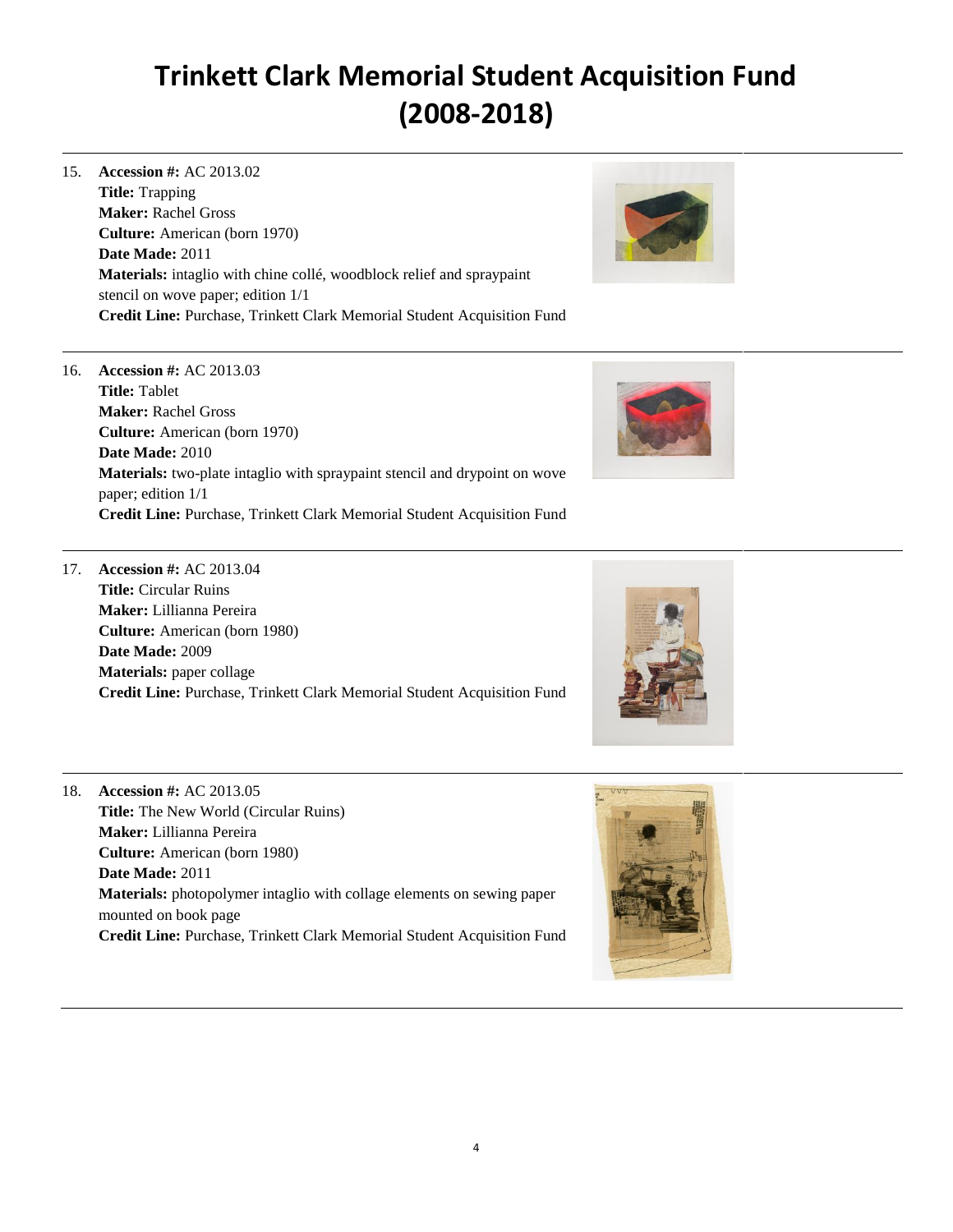# Trinkett Clark Memorial Student Acquisition Fund (2008-2018)

15. **Accession #:** AC 2013.02
    **Title:** Trapping
    **Maker:** Rachel Gross
    **Culture:** American (born 1970)
    **Date Made:** 2011
    **Materials:** intaglio with chine collé, woodblock relief and spraypaint stencil on wove paper; edition 1/1
    **Credit Line:** Purchase, Trinkett Clark Memorial Student Acquisition Fund

16. **Accession #:** AC 2013.03
    **Title:** Tablet
    **Maker:** Rachel Gross
    **Culture:** American (born 1970)
    **Date Made:** 2010
    **Materials:** two-plate intaglio with spraypaint stencil and drypoint on wove paper; edition 1/1
    **Credit Line:** Purchase, Trinkett Clark Memorial Student Acquisition Fund

17. **Accession #:** AC 2013.04
    **Title:** Circular Ruins
    **Maker:** Lillianna Pereira
    **Culture:** American (born 1980)
    **Date Made:** 2009
    **Materials:** paper collage
    **Credit Line:** Purchase, Trinkett Clark Memorial Student Acquisition Fund

18. **Accession #:** AC 2013.05
    **Title:** The New World (Circular Ruins)
    **Maker:** Lillianna Pereira
    **Culture:** American (born 1980)
    **Date Made:** 2011
    **Materials:** photopolymer intaglio with collage elements on sewing paper mounted on book page
    **Credit Line:** Purchase, Trinkett Clark Memorial Student Acquisition Fund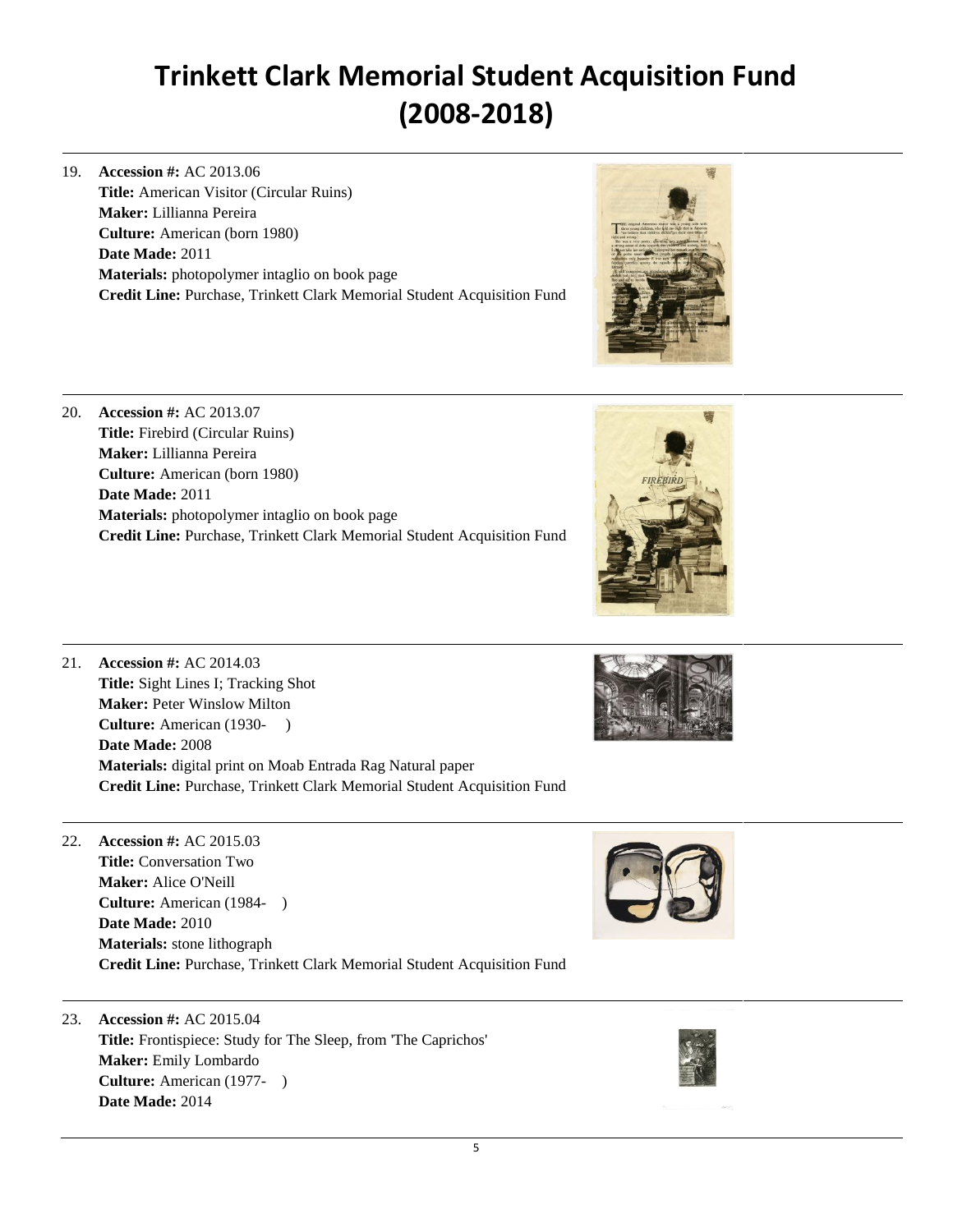# Trinkett Clark Memorial Student Acquisition Fund (2008-2018)

19. **Accession #:** AC 2013.06
    **Title:** American Visitor (Circular Ruins)
    **Maker:** Lillianna Pereira
    **Culture:** American (born 1980)
    **Date Made:** 2011
    **Materials:** photopolymer intaglio on book page
    **Credit Line:** Purchase, Trinkett Clark Memorial Student Acquisition Fund

20. **Accession #:** AC 2013.07
    **Title:** Firebird (Circular Ruins)
    **Maker:** Lillianna Pereira
    **Culture:** American (born 1980)
    **Date Made:** 2011
    **Materials:** photopolymer intaglio on book page
    **Credit Line:** Purchase, Trinkett Clark Memorial Student Acquisition Fund

21. **Accession #:** AC 2014.03
    **Title:** Sight Lines I; Tracking Shot
    **Maker:** Peter Winslow Milton
    **Culture:** American (1930- )
    **Date Made:** 2008
    **Materials:** digital print on Moab Entrada Rag Natural paper
    **Credit Line:** Purchase, Trinkett Clark Memorial Student Acquisition Fund

22. **Accession #:** AC 2015.03
    **Title:** Conversation Two
    **Maker:** Alice O'Neill
    **Culture:** American (1984- )
    **Date Made:** 2010
    **Materials:** stone lithograph
    **Credit Line:** Purchase, Trinkett Clark Memorial Student Acquisition Fund

23. **Accession #:** AC 2015.04
    **Title:** Frontispiece: Study for The Sleep, from 'The Caprichos'
    **Maker:** Emily Lombardo
    **Culture:** American (1977- )
    **Date Made:** 2014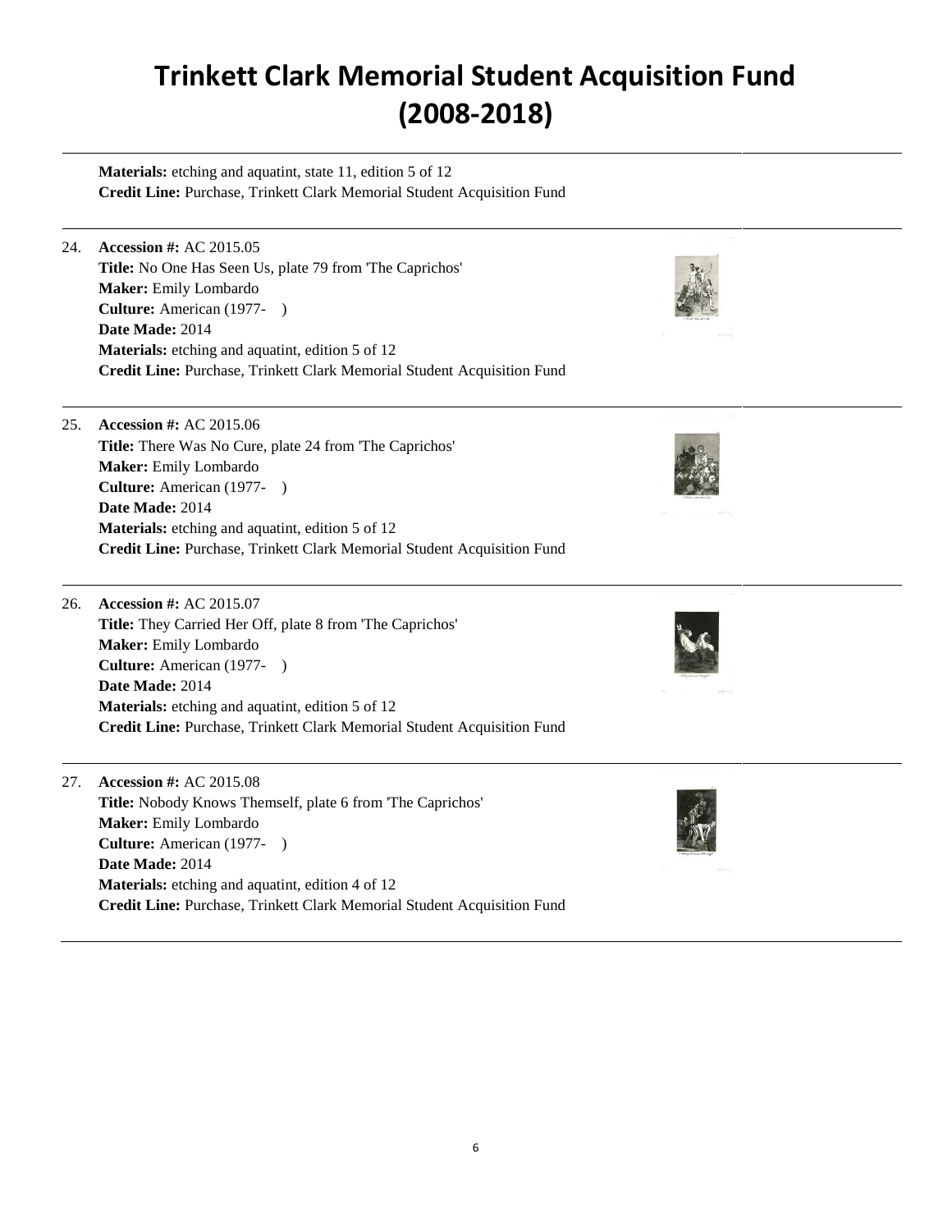# Trinkett Clark Memorial Student Acquisition Fund (2008-2018)

**Materials:** etching and aquatint, state 11, edition 5 of 12
**Credit Line:** Purchase, Trinkett Clark Memorial Student Acquisition Fund

24. **Accession #:** AC 2015.05
**Title:** No One Has Seen Us, plate 79 from 'The Caprichos'
**Maker:** Emily Lombardo
**Culture:** American (1977- )
**Date Made:** 2014
**Materials:** etching and aquatint, edition 5 of 12
**Credit Line:** Purchase, Trinkett Clark Memorial Student Acquisition Fund

25. **Accession #:** AC 2015.06
**Title:** There Was No Cure, plate 24 from 'The Caprichos'
**Maker:** Emily Lombardo
**Culture:** American (1977- )
**Date Made:** 2014
**Materials:** etching and aquatint, edition 5 of 12
**Credit Line:** Purchase, Trinkett Clark Memorial Student Acquisition Fund

26. **Accession #:** AC 2015.07
**Title:** They Carried Her Off, plate 8 from 'The Caprichos'
**Maker:** Emily Lombardo
**Culture:** American (1977- )
**Date Made:** 2014
**Materials:** etching and aquatint, edition 5 of 12
**Credit Line:** Purchase, Trinkett Clark Memorial Student Acquisition Fund

27. **Accession #:** AC 2015.08
**Title:** Nobody Knows Themself, plate 6 from 'The Caprichos'
**Maker:** Emily Lombardo
**Culture:** American (1977- )
**Date Made:** 2014
**Materials:** etching and aquatint, edition 4 of 12
**Credit Line:** Purchase, Trinkett Clark Memorial Student Acquisition Fund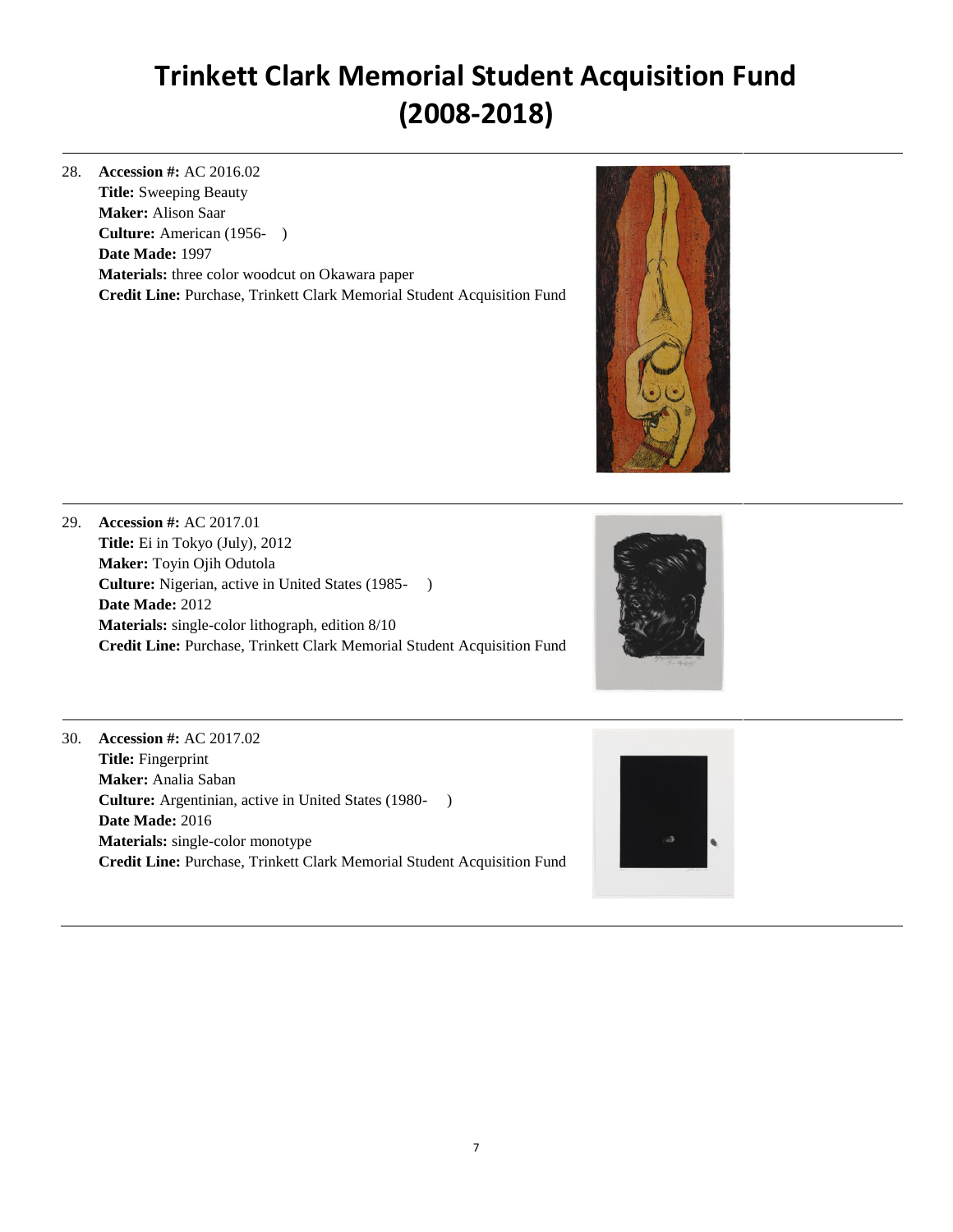# Trinkett Clark Memorial Student Acquisition Fund (2008-2018)

28. **Accession #:** AC 2016.02
    **Title:** Sweeping Beauty
    **Maker:** Alison Saar
    **Culture:** American (1956- )
    **Date Made:** 1997
    **Materials:** three color woodcut on Okawara paper
    **Credit Line:** Purchase, Trinkett Clark Memorial Student Acquisition Fund

29. **Accession #:** AC 2017.01
    **Title:** Ei in Tokyo (July), 2012
    **Maker:** Toyin Ojih Odutola
    **Culture:** Nigerian, active in United States (1985- )
    **Date Made:** 2012
    **Materials:** single-color lithograph, edition 8/10
    **Credit Line:** Purchase, Trinkett Clark Memorial Student Acquisition Fund

30. **Accession #:** AC 2017.02
    **Title:** Fingerprint
    **Maker:** Analia Saban
    **Culture:** Argentinian, active in United States (1980- )
    **Date Made:** 2016
    **Materials:** single-color monotype
    **Credit Line:** Purchase, Trinkett Clark Memorial Student Acquisition Fund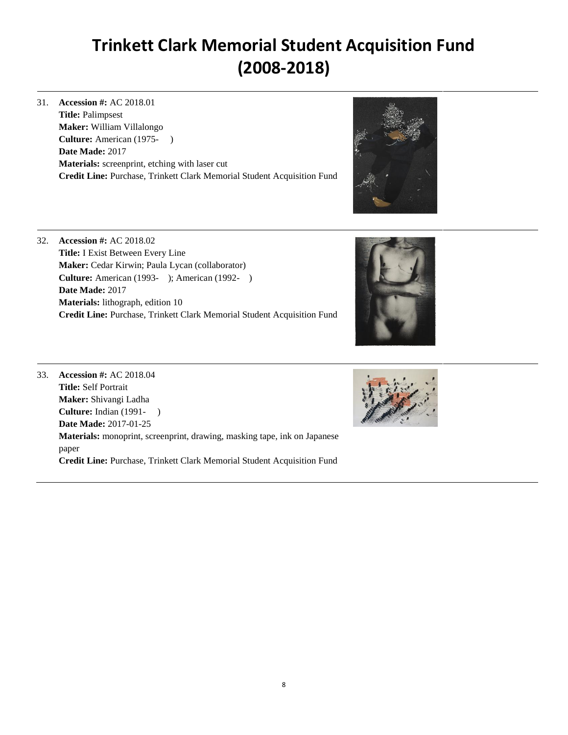# Trinkett Clark Memorial Student Acquisition Fund (2008-2018)

31. **Accession #:** AC 2018.01
    **Title:** Palimpsest
    **Maker:** William Villalongo
    **Culture:** American (1975- )
    **Date Made:** 2017
    **Materials:** screenprint, etching with laser cut
    **Credit Line:** Purchase, Trinkett Clark Memorial Student Acquisition Fund

32. **Accession #:** AC 2018.02
    **Title:** I Exist Between Every Line
    **Maker:** Cedar Kirwin; Paula Lycan (collaborator)
    **Culture:** American (1993- ); American (1992- )
    **Date Made:** 2017
    **Materials:** lithograph, edition 10
    **Credit Line:** Purchase, Trinkett Clark Memorial Student Acquisition Fund

33. **Accession #:** AC 2018.04
    **Title:** Self Portrait
    **Maker:** Shivangi Ladha
    **Culture:** Indian (1991- )
    **Date Made:** 2017-01-25
    **Materials:** monoprint, screenprint, drawing, masking tape, ink on Japanese paper
    **Credit Line:** Purchase, Trinkett Clark Memorial Student Acquisition Fund